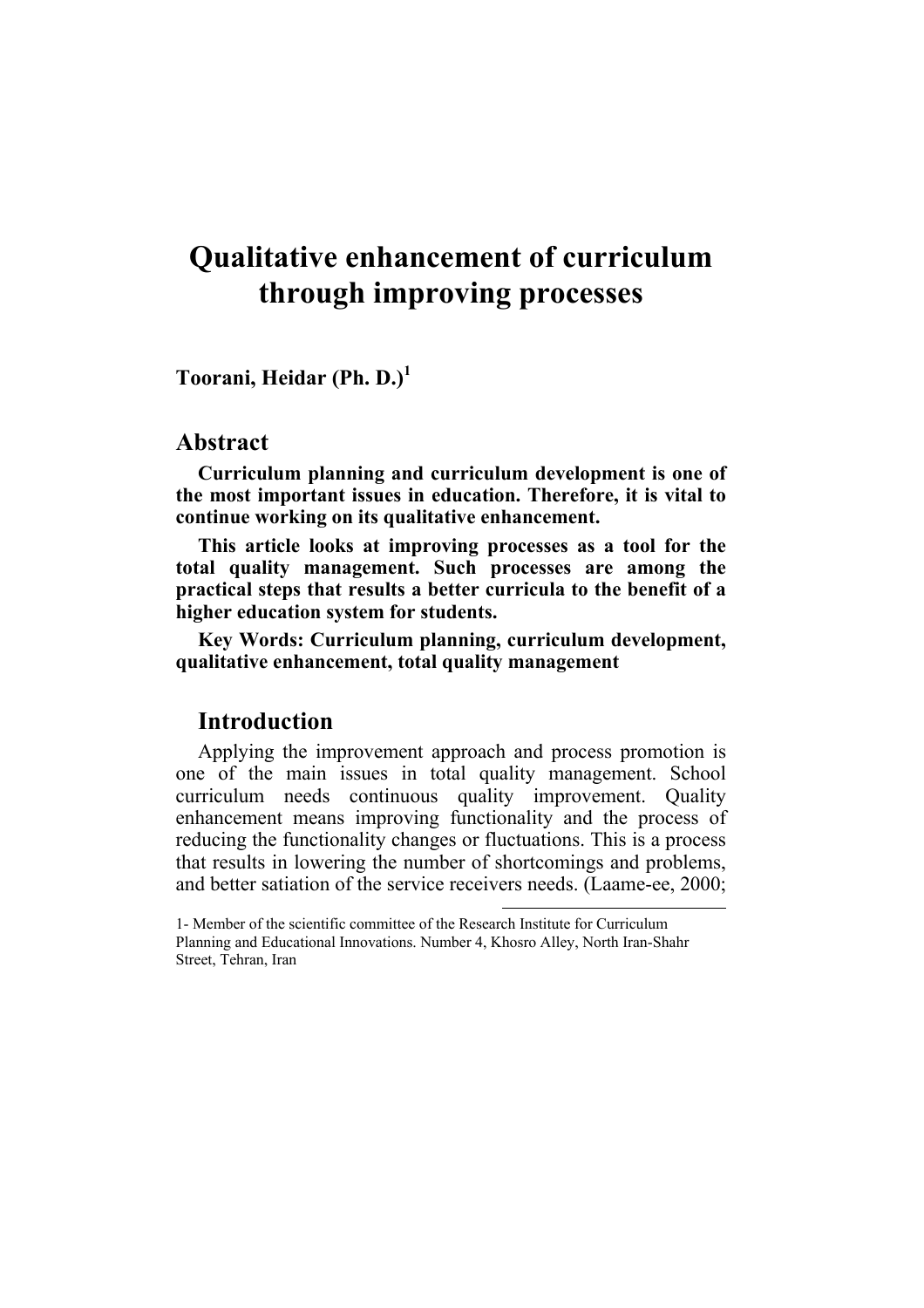# Qualitative enhancement of curriculum through improving processes

**Toorani, Heidar (Ph. D.)[1]**

## Abstract

**Curriculum planning and curriculum development is one of the most important issues in education. Therefore, it is vital to continue working on its qualitative enhancement.**

**This article looks at improving processes as a tool for the total quality management. Such processes are among the practical steps that results a better curricula to the benefit of a higher education system for students.**

**Key Words: Curriculum planning, curriculum development, qualitative enhancement, total quality management**

## Introduction

Applying the improvement approach and process promotion is one of the main issues in total quality management. School curriculum needs continuous quality improvement. Quality enhancement means improving functionality and the process of reducing the functionality changes or fluctuations. This is a process that results in lowering the number of shortcomings and problems, and better satiation of the service receivers needs. (Laame-ee, 2000;

---

1- Member of the scientific committee of the Research Institute for Curriculum Planning and Educational Innovations. Number 4, Khosro Alley, North Iran-Shahr Street, Tehran, Iran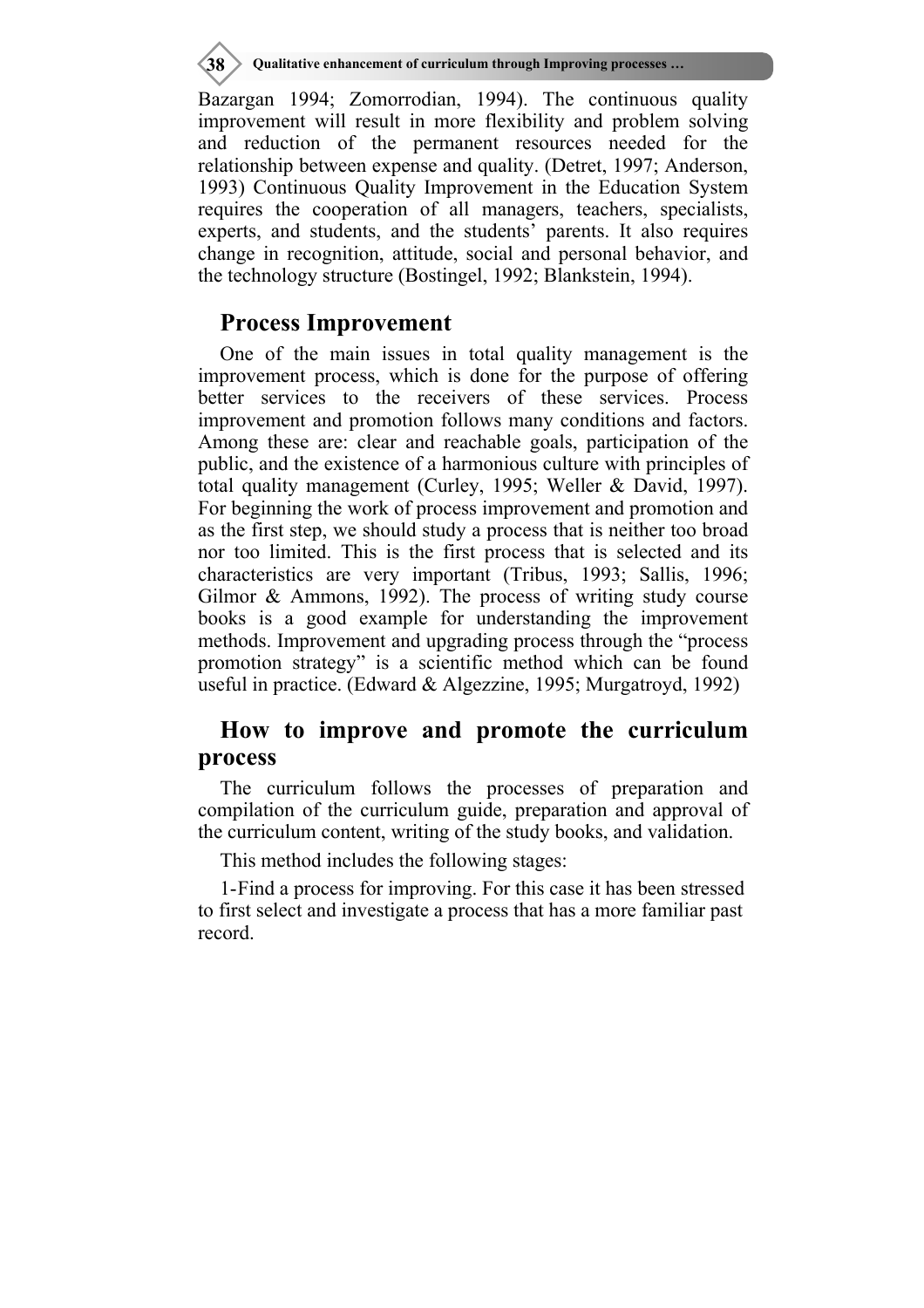Bazargan 1994; Zomorrodian, 1994). The continuous quality improvement will result in more flexibility and problem solving and reduction of the permanent resources needed for the relationship between expense and quality. (Detret, 1997; Anderson, 1993) Continuous Quality Improvement in the Education System requires the cooperation of all managers, teachers, specialists, experts, and students, and the students' parents. It also requires change in recognition, attitude, social and personal behavior, and the technology structure (Bostingel, 1992; Blankstein, 1994).

## Process Improvement

One of the main issues in total quality management is the improvement process, which is done for the purpose of offering better services to the receivers of these services. Process improvement and promotion follows many conditions and factors. Among these are: clear and reachable goals, participation of the public, and the existence of a harmonious culture with principles of total quality management (Curley, 1995; Weller & David, 1997). For beginning the work of process improvement and promotion and as the first step, we should study a process that is neither too broad nor too limited. This is the first process that is selected and its characteristics are very important (Tribus, 1993; Sallis, 1996; Gilmor & Ammons, 1992). The process of writing study course books is a good example for understanding the improvement methods. Improvement and upgrading process through the "process promotion strategy" is a scientific method which can be found useful in practice. (Edward & Algezzine, 1995; Murgatroyd, 1992)

## How to improve and promote the curriculum process

The curriculum follows the processes of preparation and compilation of the curriculum guide, preparation and approval of the curriculum content, writing of the study books, and validation.

This method includes the following stages:

1-Find a process for improving. For this case it has been stressed to first select and investigate a process that has a more familiar past record.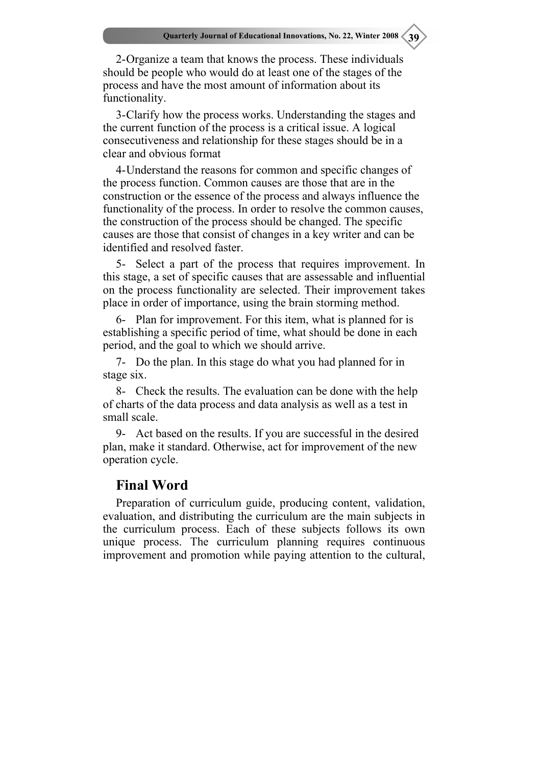2-Organize a team that knows the process. These individuals should be people who would do at least one of the stages of the process and have the most amount of information about its functionality.

3-Clarify how the process works. Understanding the stages and the current function of the process is a critical issue. A logical consecutiveness and relationship for these stages should be in a clear and obvious format

4-Understand the reasons for common and specific changes of the process function. Common causes are those that are in the construction or the essence of the process and always influence the functionality of the process. In order to resolve the common causes, the construction of the process should be changed. The specific causes are those that consist of changes in a key writer and can be identified and resolved faster.

5- Select a part of the process that requires improvement. In this stage, a set of specific causes that are assessable and influential on the process functionality are selected. Their improvement takes place in order of importance, using the brain storming method.

6- Plan for improvement. For this item, what is planned for is establishing a specific period of time, what should be done in each period, and the goal to which we should arrive.

7- Do the plan. In this stage do what you had planned for in stage six.

8- Check the results. The evaluation can be done with the help of charts of the data process and data analysis as well as a test in small scale.

9- Act based on the results. If you are successful in the desired plan, make it standard. Otherwise, act for improvement of the new operation cycle.

## Final Word

Preparation of curriculum guide, producing content, validation, evaluation, and distributing the curriculum are the main subjects in the curriculum process. Each of these subjects follows its own unique process. The curriculum planning requires continuous improvement and promotion while paying attention to the cultural,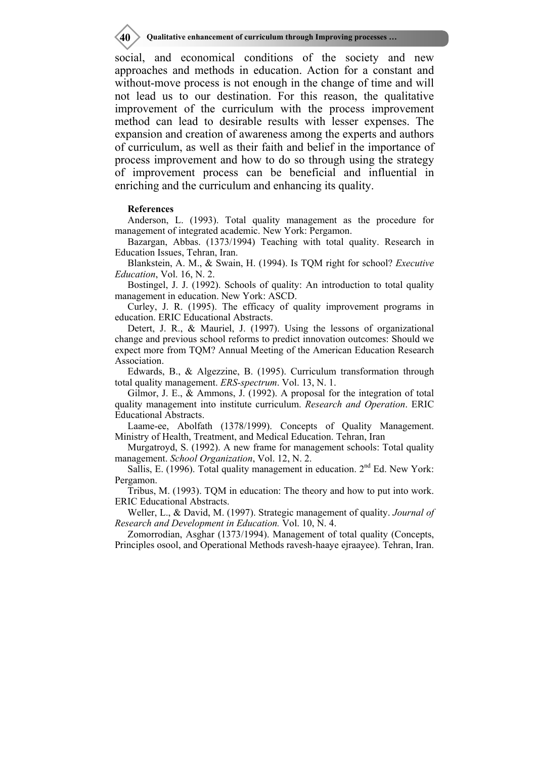social, and economical conditions of the society and new approaches and methods in education. Action for a constant and without-move process is not enough in the change of time and will not lead us to our destination. For this reason, the qualitative improvement of the curriculum with the process improvement method can lead to desirable results with lesser expenses. The expansion and creation of awareness among the experts and authors of curriculum, as well as their faith and belief in the importance of process improvement and how to do so through using the strategy of improvement process can be beneficial and influential in enriching and the curriculum and enhancing its quality.

**References**

Anderson, L. (1993). Total quality management as the procedure for management of integrated academic. New York: Pergamon.

Bazargan, Abbas. (1373/1994) Teaching with total quality. Research in Education Issues, Tehran, Iran.

Blankstein, A. M., & Swain, H. (1994). Is TQM right for school? *Executive Education*, Vol. 16, N. 2.

Bostingel, J. J. (1992). Schools of quality: An introduction to total quality management in education. New York: ASCD.

Curley, J. R. (1995). The efficacy of quality improvement programs in education. ERIC Educational Abstracts.

Detert, J. R., & Mauriel, J. (1997). Using the lessons of organizational change and previous school reforms to predict innovation outcomes: Should we expect more from TQM? Annual Meeting of the American Education Research Association.

Edwards, B., & Algezzine, B. (1995). Curriculum transformation through total quality management. *ERS-spectrum*. Vol. 13, N. 1.

Gilmor, J. E., & Ammons, J. (1992). A proposal for the integration of total quality management into institute curriculum. *Research and Operation*. ERIC Educational Abstracts.

Laame-ee, Abolfath (1378/1999). Concepts of Quality Management. Ministry of Health, Treatment, and Medical Education. Tehran, Iran

Murgatroyd, S. (1992). A new frame for management schools: Total quality management. *School Organization*, Vol. 12, N. 2.

Sallis, E. (1996). Total quality management in education. 2nd Ed. New York: Pergamon.

Tribus, M. (1993). TQM in education: The theory and how to put into work. ERIC Educational Abstracts.

Weller, L., & David, M. (1997). Strategic management of quality. *Journal of Research and Development in Education.* Vol. 10, N. 4.

Zomorrodian, Asghar (1373/1994). Management of total quality (Concepts, Principles osool, and Operational Methods ravesh-haaye ejraayee). Tehran, Iran.